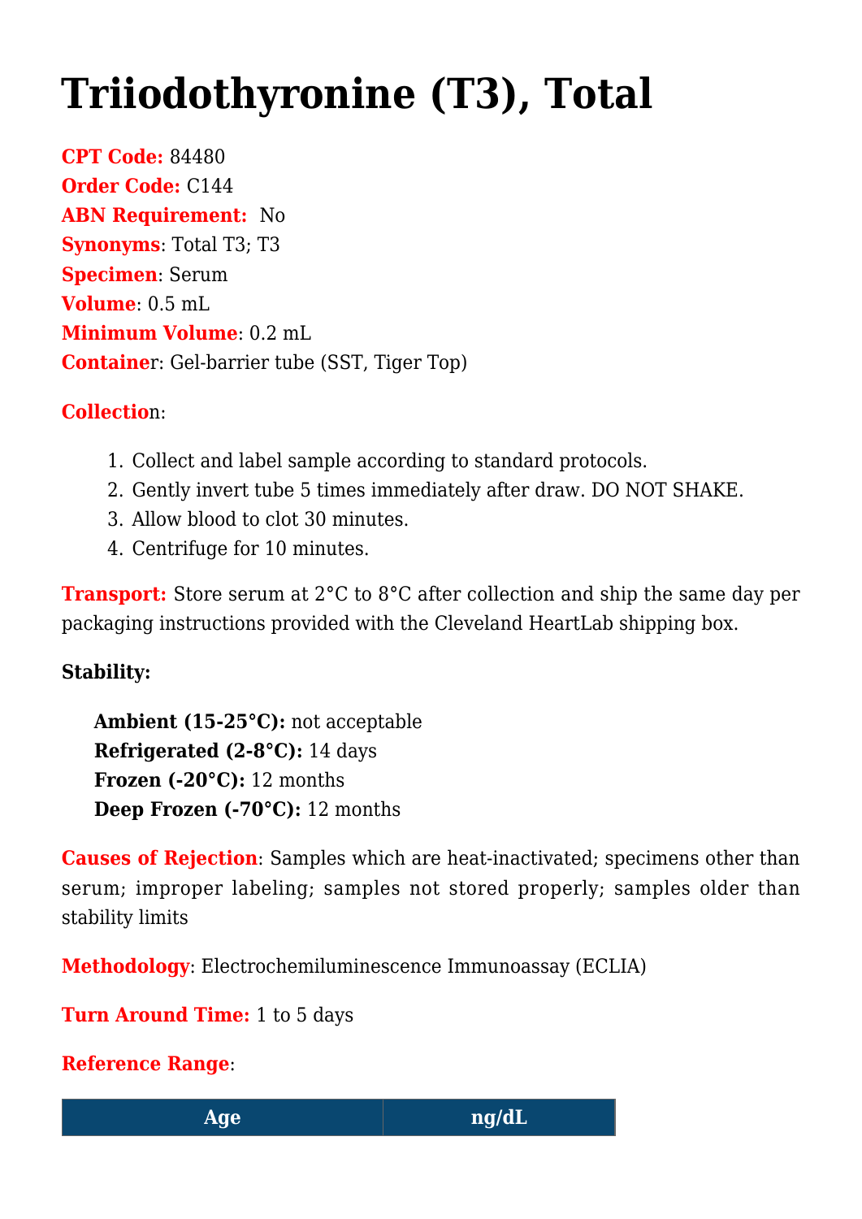# Triiodothyronine (T3), Total

**CPT Code:** 84480
**Order Code:** C144
**ABN Requirement:** No
**Synonyms**: Total T3; T3
**Specimen**: Serum
**Volume**: 0.5 mL
**Minimum Volume**: 0.2 mL
**Container**: Gel-barrier tube (SST, Tiger Top)

**Collection**:

1. Collect and label sample according to standard protocols.
2. Gently invert tube 5 times immediately after draw. DO NOT SHAKE.
3. Allow blood to clot 30 minutes.
4. Centrifuge for 10 minutes.

**Transport:** Store serum at 2°C to 8°C after collection and ship the same day per packaging instructions provided with the Cleveland HeartLab shipping box.

**Stability:**

**Ambient (15-25°C):** not acceptable
**Refrigerated (2-8°C):** 14 days
**Frozen (-20°C):** 12 months
**Deep Frozen (-70°C):** 12 months

**Causes of Rejection**: Samples which are heat-inactivated; specimens other than serum; improper labeling; samples not stored properly; samples older than stability limits

**Methodology**: Electrochemiluminescence Immunoassay (ECLIA)

**Turn Around Time:** 1 to 5 days

**Reference Range**:

| Age | ng/dL |
| --- | --- |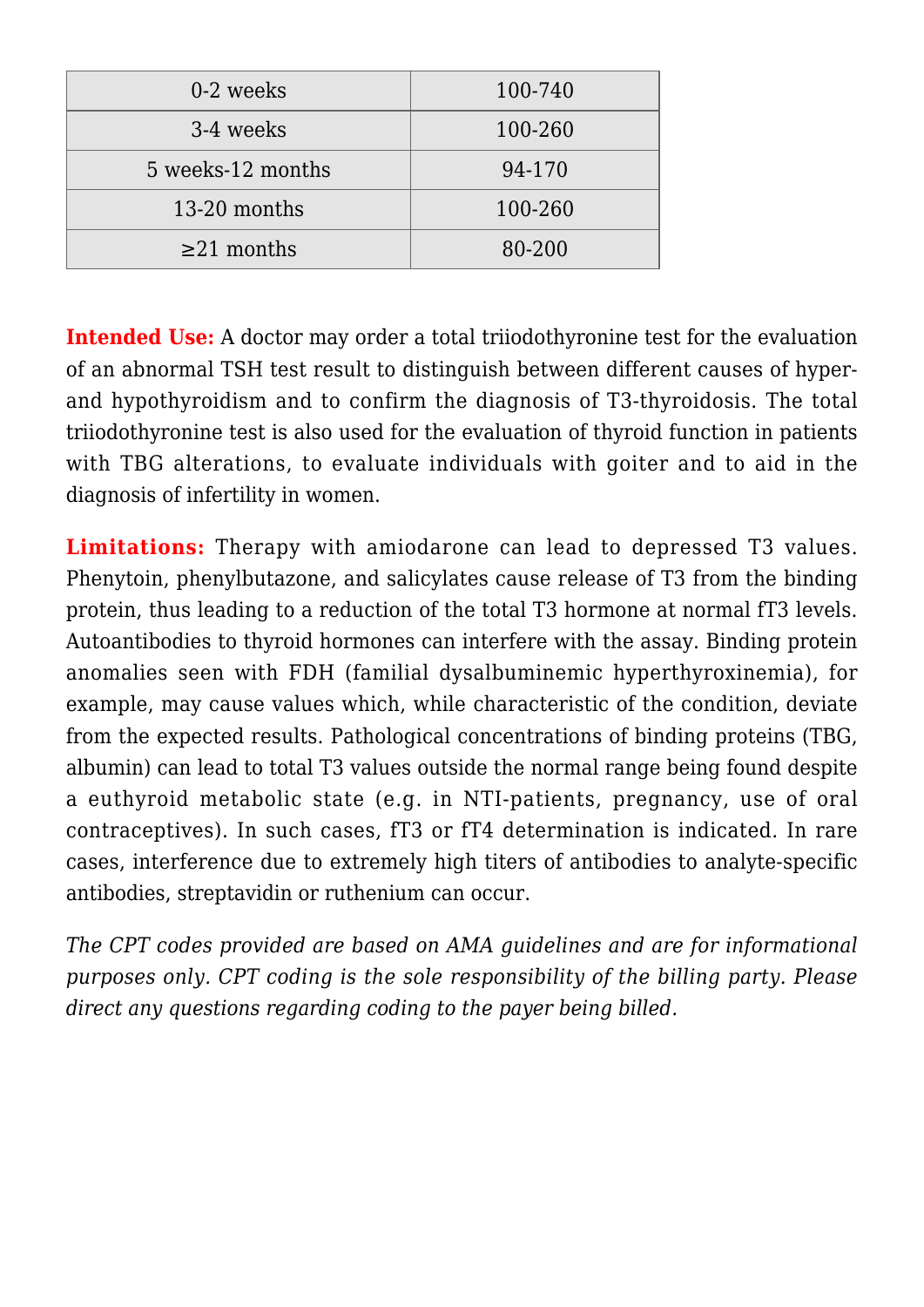| | |
|---|---|
| 0-2 weeks | 100-740 |
| 3-4 weeks | 100-260 |
| 5 weeks-12 months | 94-170 |
| 13-20 months | 100-260 |
| ≥21 months | 80-200 |

**Intended Use:** A doctor may order a total triiodothyronine test for the evaluation of an abnormal TSH test result to distinguish between different causes of hyper- and hypothyroidism and to confirm the diagnosis of T3-thyroidosis. The total triiodothyronine test is also used for the evaluation of thyroid function in patients with TBG alterations, to evaluate individuals with goiter and to aid in the diagnosis of infertility in women.

**Limitations:** Therapy with amiodarone can lead to depressed T3 values. Phenytoin, phenylbutazone, and salicylates cause release of T3 from the binding protein, thus leading to a reduction of the total T3 hormone at normal fT3 levels. Autoantibodies to thyroid hormones can interfere with the assay. Binding protein anomalies seen with FDH (familial dysalbuminemic hyperthyroxinemia), for example, may cause values which, while characteristic of the condition, deviate from the expected results. Pathological concentrations of binding proteins (TBG, albumin) can lead to total T3 values outside the normal range being found despite a euthyroid metabolic state (e.g. in NTI-patients, pregnancy, use of oral contraceptives). In such cases, fT3 or fT4 determination is indicated. In rare cases, interference due to extremely high titers of antibodies to analyte-specific antibodies, streptavidin or ruthenium can occur.

*The CPT codes provided are based on AMA guidelines and are for informational purposes only. CPT coding is the sole responsibility of the billing party. Please direct any questions regarding coding to the payer being billed.*